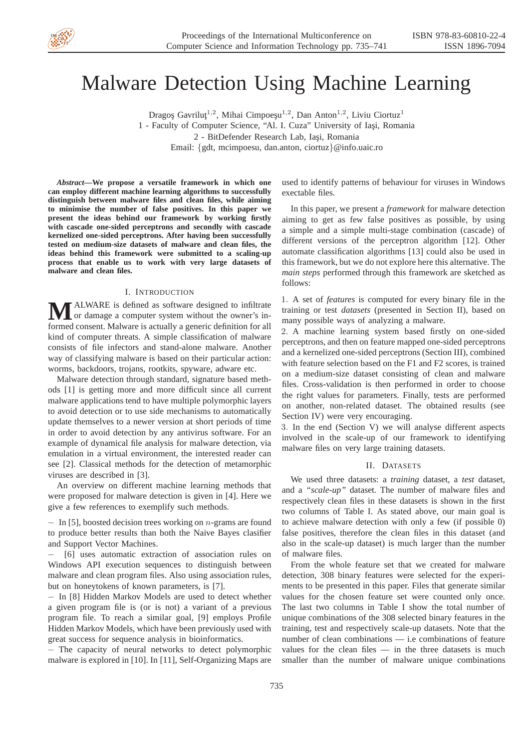# Malware Detection Using Machine Learning

Dragoş Gavriluţ[1,2], Mihai Cimpoeşu[1,2], Dan Anton[1,2], Liviu Ciortuz[1]

1 - Faculty of Computer Science, "Al. I. Cuza" University of Iaşi, Romania

2 - BitDefender Research Lab, Iaşi, Romania

Email: {gdt, mcimpoesu, dan.anton, ciortuz}@info.uaic.ro

***Abstract*—We propose a versatile framework in which one can employ different machine learning algorithms to successfully distinguish between malware files and clean files, while aiming to minimise the number of false positives. In this paper we present the ideas behind our framework by working firstly with cascade one-sided perceptrons and secondly with cascade kernelized one-sided perceptrons. After having been successfully tested on medium-size datasets of malware and clean files, the ideas behind this framework were submitted to a scaling-up process that enable us to work with very large datasets of malware and clean files.**

## I. Introduction

MALWARE is defined as software designed to infiltrate or damage a computer system without the owner's informed consent. Malware is actually a generic definition for all kind of computer threats. A simple classification of malware consists of file infectors and stand-alone malware. Another way of classifying malware is based on their particular action: worms, backdoors, trojans, rootkits, spyware, adware etc.

Malware detection through standard, signature based methods [1] is getting more and more difficult since all current malware applications tend to have multiple polymorphic layers to avoid detection or to use side mechanisms to automatically update themselves to a newer version at short periods of time in order to avoid detection by any antivirus software. For an example of dynamical file analysis for malware detection, via emulation in a virtual environment, the interested reader can see [2]. Classical methods for the detection of metamorphic viruses are described in [3].

An overview on different machine learning methods that were proposed for malware detection is given in [4]. Here we give a few references to exemplify such methods.

– In [5], boosted decision trees working on $n$-grams are found to produce better results than both the Naive Bayes classifier and Support Vector Machines.

– [6] uses automatic extraction of association rules on Windows API execution sequences to distinguish between malware and clean program files. Also using association rules, but on honeytokens of known parameters, is [7].

– In [8] Hidden Markov Models are used to detect whether a given program file is (or is not) a variant of a previous program file. To reach a similar goal, [9] employs Profile Hidden Markov Models, which have been previously used with great success for sequence analysis in bioinformatics.

– The capacity of neural networks to detect polymorphic malware is explored in [10]. In [11], Self-Organizing Maps are used to identify patterns of behaviour for viruses in Windows exectable files.

In this paper, we present a *framework* for malware detection aiming to get as few false positives as possible, by using a simple and a simple multi-stage combination (cascade) of different versions of the perceptron algorithm [12]. Other automate classification algorithms [13] could also be used in this framework, but we do not explore here this alternative. The *main steps* performed through this framework are sketched as follows:

1. A set of *features* is computed for every binary file in the training or test *datasets* (presented in Section II), based on many possible ways of analyzing a malware.

2. A machine learning system based firstly on one-sided perceptrons, and then on feature mapped one-sided perceptrons and a kernelized one-sided perceptrons (Section III), combined with feature selection based on the F1 and F2 scores, is trained on a medium-size dataset consisting of clean and malware files. Cross-validation is then performed in order to choose the right values for parameters. Finally, tests are performed on another, non-related dataset. The obtained results (see Section IV) were very encouraging.

3. In the end (Section V) we will analyse different aspects involved in the scale-up of our framework to identifying malware files on very large training datasets.

## II. Datasets

We used three datasets: a *training* dataset, a *test* dataset, and a *"scale-up"* dataset. The number of malware files and respectively clean files in these datasets is shown in the first two columns of Table I. As stated above, our main goal is to achieve malware detection with only a few (if possible 0) false positives, therefore the clean files in this dataset (and also in the scale-up dataset) is much larger than the number of malware files.

From the whole feature set that we created for malware detection, 308 binary features were selected for the experiments to be presented in this paper. Files that generate similar values for the chosen feature set were counted only once. The last two columns in Table I show the total number of unique combinations of the 308 selected binary features in the training, test and respectively scale-up datasets. Note that the number of clean combinations — i.e combinations of feature values for the clean files — in the three datasets is much smaller than the number of malware unique combinations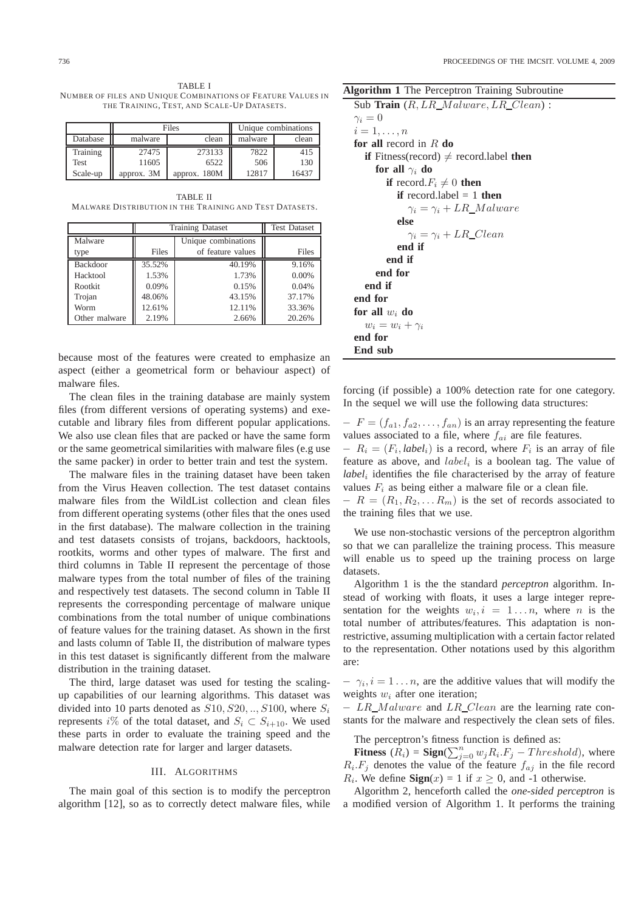TABLE I
NUMBER OF FILES AND UNIQUE COMBINATIONS OF FEATURE VALUES IN THE TRAINING, TEST, AND SCALE-UP DATASETS.

| | Files | | Unique combinations | |
|---|---|---|---|---|
| Database | malware | clean | malware | clean |
| Training | 27475 | 273133 | 7822 | 415 |
| Test | 11605 | 6522 | 506 | 130 |
| Scale-up | approx. 3M | approx. 180M | 12817 | 16437 |

TABLE II
MALWARE DISTRIBUTION IN THE TRAINING AND TEST DATASETS.

| | Training Dataset | | Test Dataset |
|---|---|---|---|
| Malware type | Files | Unique combinations of feature values | Files |
| Backdoor | 35.52% | 40.19% | 9.16% |
| Hacktool | 1.53% | 1.73% | 0.00% |
| Rootkit | 0.09% | 0.15% | 0.04% |
| Trojan | 48.06% | 43.15% | 37.17% |
| Worm | 12.61% | 12.11% | 33.36% |
| Other malware | 2.19% | 2.66% | 20.26% |

because most of the features were created to emphasize an aspect (either a geometrical form or behaviour aspect) of malware files.

The clean files in the training database are mainly system files (from different versions of operating systems) and executable and library files from different popular applications. We also use clean files that are packed or have the same form or the same geometrical similarities with malware files (e.g use the same packer) in order to better train and test the system.

The malware files in the training dataset have been taken from the Virus Heaven collection. The test dataset contains malware files from the WildList collection and clean files from different operating systems (other files that the ones used in the first database). The malware collection in the training and test datasets consists of trojans, backdoors, hacktools, rootkits, worms and other types of malware. The first and third columns in Table II represent the percentage of those malware types from the total number of files of the training and respectively test datasets. The second column in Table II represents the corresponding percentage of malware unique combinations from the total number of unique combinations of feature values for the training dataset. As shown in the first and lasts column of Table II, the distribution of malware types in this test dataset is significantly different from the malware distribution in the training dataset.

The third, large dataset was used for testing the scaling-up capabilities of our learning algorithms. This dataset was divided into 10 parts denoted as $S10, S20, .., S100$, where $S_i$ represents $i\%$ of the total dataset, and $S_i \subset S_{i+10}$. We used these parts in order to evaluate the training speed and the malware detection rate for larger and larger datasets.

## III. ALGORITHMS

The main goal of this section is to modify the perceptron algorithm [12], so as to correctly detect malware files, while forcing (if possible) a 100% detection rate for one category. In the sequel we will use the following data structures:

– $F = (f_{a1}, f_{a2}, \ldots, f_{an})$ is an array representing the feature values associated to a file, where $f_{ai}$ are file features.

– $R_i = (F_i, \textit{label}_i)$ is a record, where $F_i$ is an array of file feature as above, and $label_i$ is a boolean tag. The value of $\textit{label}_i$ identifies the file characterised by the array of feature values $F_i$ as being either a malware file or a clean file.

– $R = (R_1, R_2, \ldots R_m)$ is the set of records associated to the training files that we use.

**Algorithm 1** The Perceptron Training Subroutine

```
Sub Train (R, LR_Malware, LR_Clean) :
  γ_i = 0
  i = 1, ..., n
  for all record in R do
    if Fitness(record) ≠ record.label then
      for all γ_i do
        if record.F_i ≠ 0 then
          if record.label = 1 then
            γ_i = γ_i + LR_Malware
          else
            γ_i = γ_i + LR_Clean
          end if
        end if
      end for
    end if
  end for
  for all w_i do
    w_i = w_i + γ_i
  end for
End sub
```

We use non-stochastic versions of the perceptron algorithm so that we can parallelize the training process. This measure will enable us to speed up the training process on large datasets.

Algorithm 1 is the the standard *perceptron* algorithm. Instead of working with floats, it uses a large integer representation for the weights $w_i, i = 1 \ldots n$, where $n$ is the total number of attributes/features. This adaptation is non-restrictive, assuming multiplication with a certain factor related to the representation. Other notations used by this algorithm are:

– $\gamma_i, i = 1 \ldots n$, are the additive values that will modify the weights $w_i$ after one iteration;

– $LR\_Malware$ and $LR\_Clean$ are the learning rate constants for the malware and respectively the clean sets of files.

The perceptron's fitness function is defined as:

**Fitness** $(R_i)$ = **Sign**$(\sum_{j=0}^{n} w_j R_i.F_j - Threshold)$, where $R_i.F_j$ denotes the value of the feature $f_{aj}$ in the file record $R_i$. We define **Sign**$(x) = 1$ if $x \geq 0$, and -1 otherwise.

Algorithm 2, henceforth called the *one-sided perceptron* is a modified version of Algorithm 1. It performs the training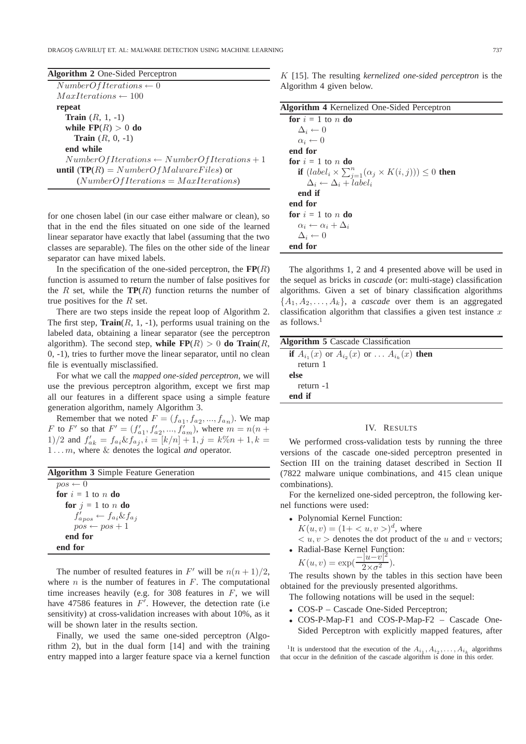**Algorithm 2** One-Sided Perceptron

```
NumberOfIterations ← 0
MaxIterations ← 100
repeat
   Train (R, 1, -1)
   while FP(R) > 0 do
      Train (R, 0, -1)
   end while
   NumberOfIterations ← NumberOfIterations + 1
until (TP(R) = NumberOfMalwareFiles) or
      (NumberOfIterations = MaxIterations)
```

for one chosen label (in our case either malware or clean), so that in the end the files situated on one side of the learned linear separator have exactly that label (assuming that the two classes are separable). The files on the other side of the linear separator can have mixed labels.

In the specification of the one-sided perceptron, the **FP**($R$) function is assumed to return the number of false positives for the $R$ set, while the **TP**($R$) function returns the number of true positives for the $R$ set.

There are two steps inside the repeat loop of Algorithm 2. The first step, **Train**($R$, 1, -1), performs usual training on the labeled data, obtaining a linear separator (see the perceptron algorithm). The second step, **while FP**($R$) $> 0$ **do Train**($R$, 0, -1), tries to further move the linear separator, until no clean file is eventually misclassified.

For what we call the *mapped one-sided perceptron*, we will use the previous perceptron algorithm, except we first map all our features in a different space using a simple feature generation algorithm, namely Algorithm 3.

Remember that we noted $F = (f_{a_1}, f_{a_2}, ..., f_{a_n})$. We map $F$ to $F'$ so that $F' = (f'_{a1}, f'_{a2}, ..., f'_{am})$, where $m = n(n+1)/2$ and $f'_{ak} = f_{ai} \& f_{aj}, i = [k/n]+1, j = k\%n+1, k = 1 \ldots m$, where $\&$ denotes the logical *and* operator.

**Algorithm 3** Simple Feature Generation

```
pos ← 0
for i = 1 to n do
   for j = 1 to n do
      f'_{a_pos} ← f_{a_i} & f_{a_j}
      pos ← pos + 1
   end for
end for
```

The number of resulted features in $F'$ will be $n(n+1)/2$, where $n$ is the number of features in $F$. The computational time increases heavily (e.g. for 308 features in $F$, we will have 47586 features in $F'$. However, the detection rate (i.e sensitivity) at cross-validation increases with about 10%, as it will be shown later in the results section.

Finally, we used the same one-sided perceptron (Algorithm 2), but in the dual form [14] and with the training entry mapped into a larger feature space via a kernel function $K$ [15]. The resulting *kernelized one-sided perceptron* is the Algorithm 4 given below.

**Algorithm 4** Kernelized One-Sided Perceptron

```
for i = 1 to n do
   Δ_i ← 0
   α_i ← 0
end for
for i = 1 to n do
   if (label_i × Σ_{j=1}^{n} (α_j × K(i, j))) ≤ 0 then
      Δ_i ← Δ_i + label_i
   end if
end for
for i = 1 to n do
   α_i ← α_i + Δ_i
   Δ_i ← 0
end for
```

The algorithms 1, 2 and 4 presented above will be used in the sequel as bricks in *cascade* (or: multi-stage) classification algorithms. Given a set of binary classification algorithms $\{A_1, A_2, \ldots, A_k\}$, a *cascade* over them is an aggregated classification algorithm that classifies a given test instance $x$ as follows.[1]

**Algorithm 5** Cascade Classification

```
if A_{i_1}(x) or A_{i_2}(x) or ... A_{i_k}(x) then
   return 1
else
   return -1
end if
```

## IV. Results

We performed cross-validation tests by running the three versions of the cascade one-sided perceptron presented in Section III on the training dataset described in Section II (7822 malware unique combinations, and 415 clean unique combinations).

For the kernelized one-sided perceptron, the following kernel functions were used:

- Polynomial Kernel Function:
  $K(u, v) = (1+ < u, v >)^d$, where
  $< u, v >$ denotes the dot product of the $u$ and $v$ vectors;
- Radial-Base Kernel Function:
  $K(u, v) = \exp(\frac{-|u-v|^2}{2\times\sigma^2})$.

The results shown by the tables in this section have been obtained for the previously presented algorithms.

The following notations will be used in the sequel:

- COS-P – Cascade One-Sided Perceptron;
- COS-P-Map-F1 and COS-P-Map-F2 – Cascade One-Sided Perceptron with explicitly mapped features, after

[1] It is understood that the execution of the $A_{i_1}, A_{i_2}, \ldots, A_{i_k}$ algorithms that occur in the definition of the cascade algorithm is done in this order.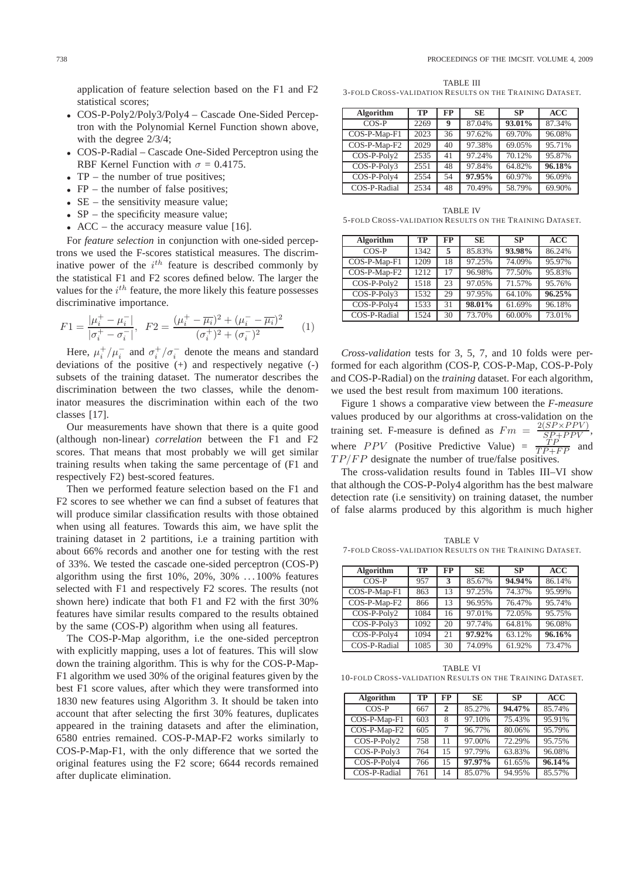application of feature selection based on the F1 and F2 statistical scores;

- COS-P-Poly2/Poly3/Poly4 – Cascade One-Sided Perceptron with the Polynomial Kernel Function shown above, with the degree 2/3/4;
- COS-P-Radial – Cascade One-Sided Perceptron using the RBF Kernel Function with $\sigma = 0.4175$.
- TP – the number of true positives;
- FP – the number of false positives;
- SE – the sensitivity measure value;
- SP – the specificity measure value;
- ACC – the accuracy measure value [16].

For *feature selection* in conjunction with one-sided perceptrons we used the F-scores statistical measures. The discriminative power of the $i^{th}$ feature is described commonly by the statistical F1 and F2 scores defined below. The larger the values for the $i^{th}$ feature, the more likely this feature possesses discriminative importance.

$$F1 = \frac{|\mu_i^+ - \mu_i^-|}{|\sigma_i^+ - \sigma_i^-|}, \quad F2 = \frac{(\mu_i^+ - \overline{\mu_i})^2 + (\mu_i^- - \overline{\mu_i})^2}{(\sigma_i^+)^2 + (\sigma_i^-)^2} \qquad (1)$$

Here, $\mu_i^+/\mu_i^-$ and $\sigma_i^+/\sigma_i^-$ denote the means and standard deviations of the positive (+) and respectively negative (-) subsets of the training dataset. The numerator describes the discrimination between the two classes, while the denominator measures the discrimination within each of the two classes [17].

Our measurements have shown that there is a quite good (although non-linear) *correlation* between the F1 and F2 scores. That means that most probably we will get similar training results when taking the same percentage of (F1 and respectively F2) best-scored features.

Then we performed feature selection based on the F1 and F2 scores to see whether we can find a subset of features that will produce similar classification results with those obtained when using all features. Towards this aim, we have split the training dataset in 2 partitions, i.e a training partition with about 66% records and another one for testing with the rest of 33%. We tested the cascade one-sided perceptron (COS-P) algorithm using the first 10%, 20%, 30% …100% features selected with F1 and respectively F2 scores. The results (not shown here) indicate that both F1 and F2 with the first 30% features have similar results compared to the results obtained by the same (COS-P) algorithm when using all features.

The COS-P-Map algorithm, i.e the one-sided perceptron with explicitly mapping, uses a lot of features. This will slow down the training algorithm. This is why for the COS-P-Map-F1 algorithm we used 30% of the original features given by the best F1 score values, after which they were transformed into 1830 new features using Algorithm 3. It should be taken into account that after selecting the first 30% features, duplicates appeared in the training datasets and after the elimination, 6580 entries remained. COS-P-MAP-F2 works similarly to COS-P-Map-F1, with the only difference that we sorted the original features using the F2 score; 6644 records remained after duplicate elimination.

TABLE III
3-FOLD CROSS-VALIDATION RESULTS ON THE TRAINING DATASET.

| Algorithm | TP | FP | SE | SP | ACC |
|---|---|---|---|---|---|
| COS-P | 2269 | **9** | 87.04% | **93.01%** | 87.34% |
| COS-P-Map-F1 | 2023 | 36 | 97.62% | 69.70% | 96.08% |
| COS-P-Map-F2 | 2029 | 40 | 97.38% | 69.05% | 95.71% |
| COS-P-Poly2 | 2535 | 41 | 97.24% | 70.12% | 95.87% |
| COS-P-Poly3 | 2551 | 48 | 97.84% | 64.82% | **96.18%** |
| COS-P-Poly4 | 2554 | 54 | **97.95%** | 60.97% | 96.09% |
| COS-P-Radial | 2534 | 48 | 70.49% | 58.79% | 69.90% |

TABLE IV
5-FOLD CROSS-VALIDATION RESULTS ON THE TRAINING DATASET.

| Algorithm | TP | FP | SE | SP | ACC |
|---|---|---|---|---|---|
| COS-P | 1342 | **5** | 85.83% | **93.98%** | 86.24% |
| COS-P-Map-F1 | 1209 | 18 | 97.25% | 74.09% | 95.97% |
| COS-P-Map-F2 | 1212 | 17 | 96.98% | 77.50% | 95.83% |
| COS-P-Poly2 | 1518 | 23 | 97.05% | 71.57% | 95.76% |
| COS-P-Poly3 | 1532 | 29 | 97.95% | 64.10% | **96.25%** |
| COS-P-Poly4 | 1533 | 31 | **98.01%** | 61.69% | 96.18% |
| COS-P-Radial | 1524 | 30 | 73.70% | 60.00% | 73.01% |

*Cross-validation* tests for 3, 5, 7, and 10 folds were performed for each algorithm (COS-P, COS-P-Map, COS-P-Poly and COS-P-Radial) on the *training* dataset. For each algorithm, we used the best result from maximum 100 iterations.

Figure 1 shows a comparative view between the *F-measure* values produced by our algorithms at cross-validation on the training set. F-measure is defined as $Fm = \frac{2(SP \times PPV)}{SP + PPV}$, where $PPV$ (Positive Predictive Value) = $\frac{TP}{TP+FP}$ and $TP/FP$ designate the number of true/false positives.

The cross-validation results found in Tables III–VI show that although the COS-P-Poly4 algorithm has the best malware detection rate (i.e sensitivity) on training dataset, the number of false alarms produced by this algorithm is much higher

TABLE V
7-FOLD CROSS-VALIDATION RESULTS ON THE TRAINING DATASET.

| Algorithm | TP | FP | SE | SP | ACC |
|---|---|---|---|---|---|
| COS-P | 957 | **3** | 85.67% | **94.94%** | 86.14% |
| COS-P-Map-F1 | 863 | 13 | 97.25% | 74.37% | 95.99% |
| COS-P-Map-F2 | 866 | 13 | 96.95% | 76.47% | 95.74% |
| COS-P-Poly2 | 1084 | 16 | 97.01% | 72.05% | 95.75% |
| COS-P-Poly3 | 1092 | 20 | 97.74% | 64.81% | 96.08% |
| COS-P-Poly4 | 1094 | 21 | **97.92%** | 63.12% | **96.16%** |
| COS-P-Radial | 1085 | 30 | 74.09% | 61.92% | 73.47% |

TABLE VI
10-FOLD CROSS-VALIDATION RESULTS ON THE TRAINING DATASET.

| Algorithm | TP | FP | SE | SP | ACC |
|---|---|---|---|---|---|
| COS-P | 667 | **2** | 85.27% | **94.47%** | 85.74% |
| COS-P-Map-F1 | 603 | 8 | 97.10% | 75.43% | 95.91% |
| COS-P-Map-F2 | 605 | 7 | 96.77% | 80.06% | 95.79% |
| COS-P-Poly2 | 758 | 11 | 97.00% | 72.29% | 95.75% |
| COS-P-Poly3 | 764 | 15 | 97.79% | 63.83% | 96.08% |
| COS-P-Poly4 | 766 | 15 | **97.97%** | 61.65% | **96.14%** |
| COS-P-Radial | 761 | 14 | 85.07% | 94.95% | 85.57% |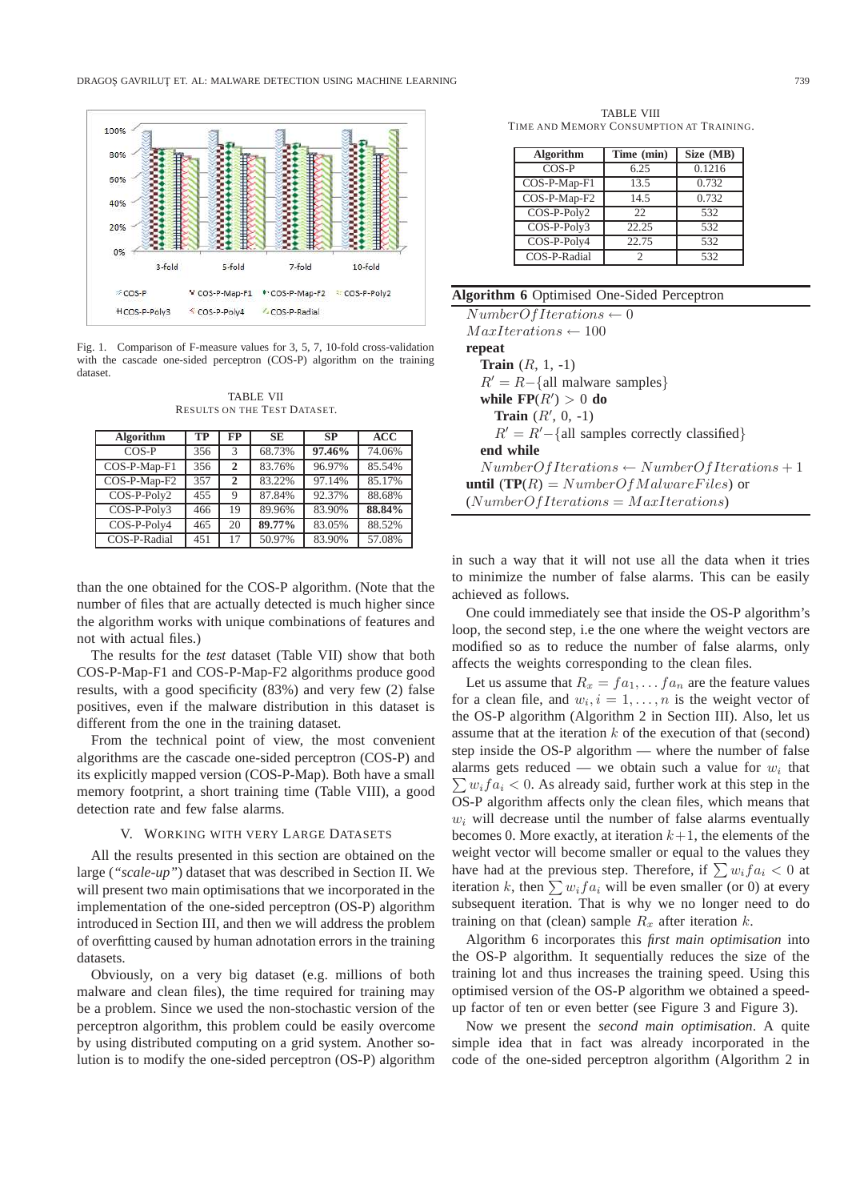Fig. 1. Comparison of F-measure values for 3, 5, 7, 10-fold cross-validation with the cascade one-sided perceptron (COS-P) algorithm on the training dataset.

TABLE VII
RESULTS ON THE TEST DATASET.

| Algorithm | TP | FP | SE | SP | ACC |
|---|---|---|---|---|---|
| COS-P | 356 | 3 | 68.73% | **97.46%** | 74.06% |
| COS-P-Map-F1 | 356 | **2** | 83.76% | 96.97% | 85.54% |
| COS-P-Map-F2 | 357 | **2** | 83.22% | 97.14% | 85.17% |
| COS-P-Poly2 | 455 | 9 | 87.84% | 92.37% | 88.68% |
| COS-P-Poly3 | 466 | 19 | 89.96% | 83.90% | **88.84%** |
| COS-P-Poly4 | 465 | 20 | **89.77%** | 83.05% | 88.52% |
| COS-P-Radial | 451 | 17 | 50.97% | 83.90% | 57.08% |

than the one obtained for the COS-P algorithm. (Note that the number of files that are actually detected is much higher since the algorithm works with unique combinations of features and not with actual files.)

The results for the *test* dataset (Table VII) show that both COS-P-Map-F1 and COS-P-Map-F2 algorithms produce good results, with a good specificity (83%) and very few (2) false positives, even if the malware distribution in this dataset is different from the one in the training dataset.

From the technical point of view, the most convenient algorithms are the cascade one-sided perceptron (COS-P) and its explicitly mapped version (COS-P-Map). Both have a small memory footprint, a short training time (Table VIII), a good detection rate and few false alarms.

## V. WORKING WITH VERY LARGE DATASETS

All the results presented in this section are obtained on the large (*"scale-up"*) dataset that was described in Section II. We will present two main optimisations that we incorporated in the implementation of the one-sided perceptron (OS-P) algorithm introduced in Section III, and then we will address the problem of overfitting caused by human adnotation errors in the training datasets.

Obviously, on a very big dataset (e.g. millions of both malware and clean files), the time required for training may be a problem. Since we used the non-stochastic version of the perceptron algorithm, this problem could be easily overcome by using distributed computing on a grid system. Another solution is to modify the one-sided perceptron (OS-P) algorithm in such a way that it will not use all the data when it tries to minimize the number of false alarms. This can be easily achieved as follows.

TABLE VIII
TIME AND MEMORY CONSUMPTION AT TRAINING.

| Algorithm | Time (min) | Size (MB) |
|---|---|---|
| COS-P | 6.25 | 0.1216 |
| COS-P-Map-F1 | 13.5 | 0.732 |
| COS-P-Map-F2 | 14.5 | 0.732 |
| COS-P-Poly2 | 22 | 532 |
| COS-P-Poly3 | 22.25 | 532 |
| COS-P-Poly4 | 22.75 | 532 |
| COS-P-Radial | 2 | 532 |

**Algorithm 6** Optimised One-Sided Perceptron

$NumberOfIterations \leftarrow 0$
$MaxIterations \leftarrow 100$
**repeat**
  **Train** ($R$, 1, -1)
  $R' = R - \{$all malware samples$\}$
  **while FP**($R'$) $> 0$ **do**
    **Train** ($R'$, 0, -1)
    $R' = R' - \{$all samples correctly classified$\}$
  **end while**
  $NumberOfIterations \leftarrow NumberOfIterations + 1$
**until** (**TP**($R$) $= NumberOfMalwareFiles$) or ($NumberOfIterations = MaxIterations$)

One could immediately see that inside the OS-P algorithm's loop, the second step, i.e the one where the weight vectors are modified so as to reduce the number of false alarms, only affects the weights corresponding to the clean files.

Let us assume that $R_x = fa_1, \ldots fa_n$ are the feature values for a clean file, and $w_i, i = 1, \ldots, n$ is the weight vector of the OS-P algorithm (Algorithm 2 in Section III). Also, let us assume that at the iteration $k$ of the execution of that (second) step inside the OS-P algorithm — where the number of false alarms gets reduced — we obtain such a value for $w_i$ that $\sum w_i fa_i < 0$. As already said, further work at this step in the OS-P algorithm affects only the clean files, which means that $w_i$ will decrease until the number of false alarms eventually becomes 0. More exactly, at iteration $k+1$, the elements of the weight vector will become smaller or equal to the values they have had at the previous step. Therefore, if $\sum w_i fa_i < 0$ at iteration $k$, then $\sum w_i fa_i$ will be even smaller (or 0) at every subsequent iteration. That is why we no longer need to do training on that (clean) sample $R_x$ after iteration $k$.

Algorithm 6 incorporates this *first main optimisation* into the OS-P algorithm. It sequentially reduces the size of the training lot and thus increases the training speed. Using this optimised version of the OS-P algorithm we obtained a speed-up factor of ten or even better (see Figure 3 and Figure 3).

Now we present the *second main optimisation*. A quite simple idea that in fact was already incorporated in the code of the one-sided perceptron algorithm (Algorithm 2 in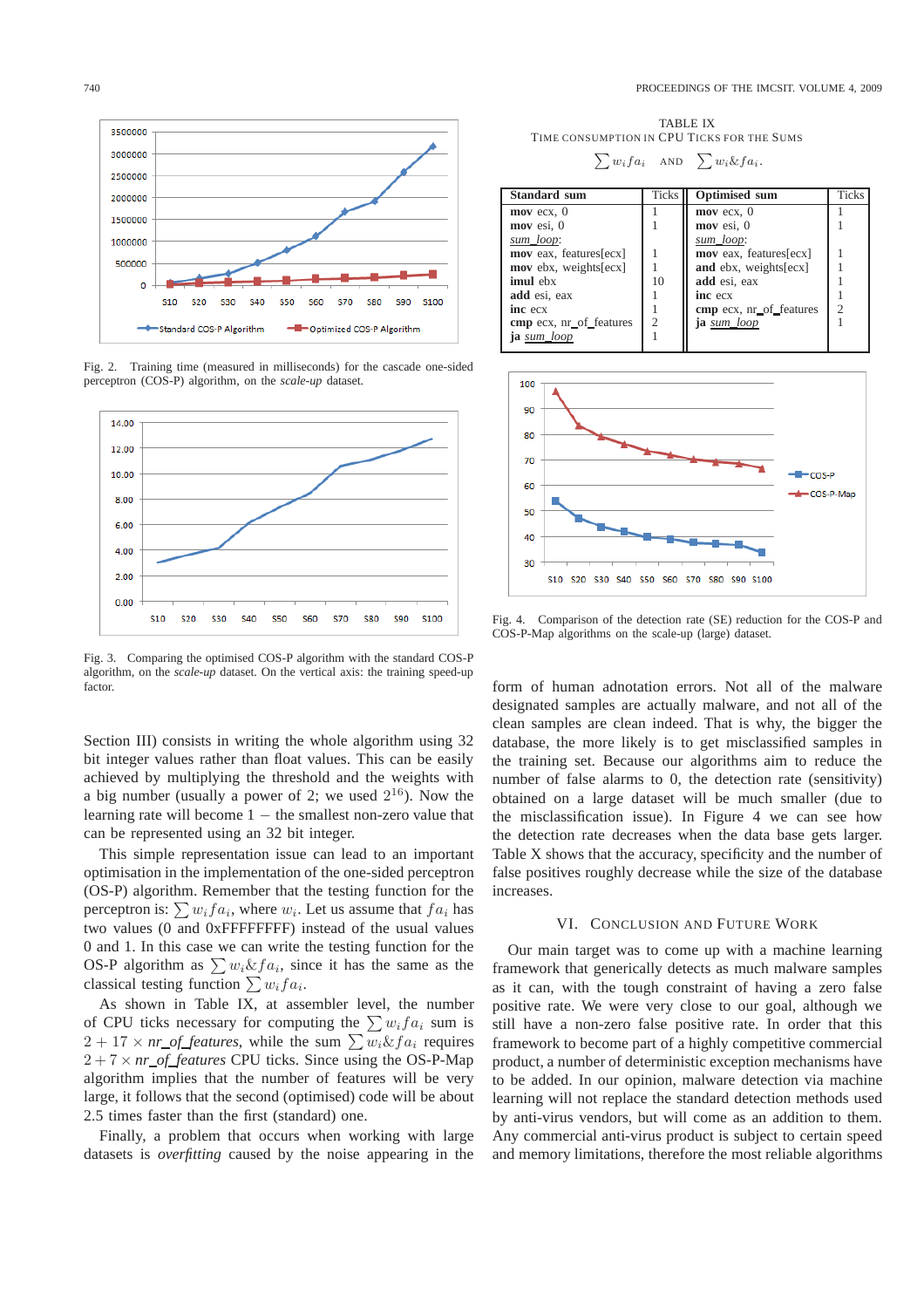Fig. 2. Training time (measured in milliseconds) for the cascade one-sided perceptron (COS-P) algorithm, on the *scale-up* dataset.

Fig. 3. Comparing the optimised COS-P algorithm with the standard COS-P algorithm, on the *scale-up* dataset. On the vertical axis: the training speed-up factor.

Section III) consists in writing the whole algorithm using 32 bit integer values rather than float values. This can be easily achieved by multiplying the threshold and the weights with a big number (usually a power of 2; we used $2^{16}$). Now the learning rate will become 1 – the smallest non-zero value that can be represented using an 32 bit integer.

This simple representation issue can lead to an important optimisation in the implementation of the one-sided perceptron (OS-P) algorithm. Remember that the testing function for the perceptron is: $\sum w_i fa_i$, where $w_i$. Let us assume that $fa_i$ has two values (0 and 0xFFFFFFFF) instead of the usual values 0 and 1. In this case we can write the testing function for the OS-P algorithm as $\sum w_i \& fa_i$, since it has the same as the classical testing function $\sum w_i fa_i$.

As shown in Table IX, at assembler level, the number of CPU ticks necessary for computing the $\sum w_i fa_i$ sum is $2 + 17 \times$ *nr_of_features*, while the sum $\sum w_i \& fa_i$ requires $2 + 7 \times$ *nr_of_features* CPU ticks. Since using the OS-P-Map algorithm implies that the number of features will be very large, it follows that the second (optimised) code will be about 2.5 times faster than the first (standard) one.

Finally, a problem that occurs when working with large datasets is *overfitting* caused by the noise appearing in the form of human adnotation errors. Not all of the malware designated samples are actually malware, and not all of the clean samples are clean indeed. That is why, the bigger the database, the more likely is to get misclassified samples in the training set. Because our algorithms aim to reduce the number of false alarms to 0, the detection rate (sensitivity) obtained on a large dataset will be much smaller (due to the misclassification issue). In Figure 4 we can see how the detection rate decreases when the data base gets larger. Table X shows that the accuracy, specificity and the number of false positives roughly decrease while the size of the database increases.

TABLE IX
TIME CONSUMPTION IN CPU TICKS FOR THE SUMS $\sum w_i fa_i$ AND $\sum w_i \& fa_i$.

| Standard sum | Ticks | Optimised sum | Ticks |
|---|---|---|---|
| **mov** ecx, 0 | 1 | **mov** ecx, 0 | 1 |
| **mov** esi, 0 | 1 | **mov** esi, 0 | 1 |
| *sum_loop*: | | *sum_loop*: | |
| **mov** eax, features[ecx] | 1 | **mov** eax, features[ecx] | 1 |
| **mov** ebx, weights[ecx] | 1 | **and** ebx, weights[ecx] | 1 |
| **imul** ebx | 10 | **add** esi, eax | 1 |
| **add** esi, eax | 1 | **inc** ecx | 1 |
| **inc** ecx | 1 | **cmp** ecx, nr_of_features | 2 |
| **cmp** ecx, nr_of_features | 2 | **ja** *sum_loop* | 1 |
| **ja** *sum_loop* | 1 | | |

Fig. 4. Comparison of the detection rate (SE) reduction for the COS-P and COS-P-Map algorithms on the scale-up (large) dataset.

## VI. CONCLUSION AND FUTURE WORK

Our main target was to come up with a machine learning framework that generically detects as much malware samples as it can, with the tough constraint of having a zero false positive rate. We were very close to our goal, although we still have a non-zero false positive rate. In order that this framework to become part of a highly competitive commercial product, a number of deterministic exception mechanisms have to be added. In our opinion, malware detection via machine learning will not replace the standard detection methods used by anti-virus vendors, but will come as an addition to them. Any commercial anti-virus product is subject to certain speed and memory limitations, therefore the most reliable algorithms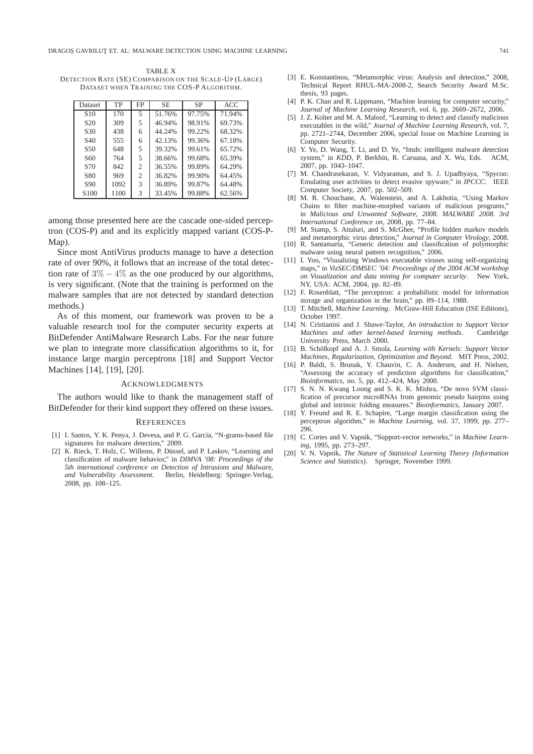TABLE X
DETECTION RATE (SE) COMPARISON ON THE SCALE-UP (LARGE) DATASET WHEN TRAINING THE COS-P ALGORITHM.

| Dataset | TP | FP | SE | SP | ACC |
|---|---|---|---|---|---|
| S10 | 170 | 5 | 51.76% | 97.75% | 71.94% |
| S20 | 309 | 5 | 46.94% | 98.91% | 69.73% |
| S30 | 438 | 6 | 44.24% | 99.22% | 68.32% |
| S40 | 555 | 6 | 42.13% | 99.36% | 67.18% |
| S50 | 648 | 5 | 39.32% | 99.61% | 65.72% |
| S60 | 764 | 5 | 38.66% | 99.68% | 65.39% |
| S70 | 842 | 2 | 36.55% | 99.89% | 64.29% |
| S80 | 969 | 2 | 36.82% | 99.90% | 64.45% |
| S90 | 1092 | 3 | 36.89% | 99.87% | 64.48% |
| S100 | 1100 | 3 | 33.45% | 99.88% | 62.56% |

among those presented here are the cascade one-sided perceptron (COS-P) and its explicitly mapped variant (COS-P-Map).

Since most AntiVirus products manage to have a detection rate of over 90%, it follows that an increase of the total detection rate of $3\% - 4\%$ as the one produced by our algorithms, is very significant. (Note that the training is performed on the malware samples that are not detected by standard detection methods.)

As of this moment, our framework was proven to be a valuable research tool for the computer security experts at BitDefender AntiMalware Research Labs. For the near future we plan to integrate more classification algorithms to it, for instance large margin perceptrons [18] and Support Vector Machines [14], [19], [20].

## ACKNOWLEDGMENTS

The authors would like to thank the management staff of BitDefender for their kind support they offered on these issues.

## REFERENCES

[1] I. Santos, Y. K. Penya, J. Devesa, and P. G. Garcia, "N-grams-based file signatures for malware detection," 2009.

[2] K. Rieck, T. Holz, C. Willems, P. Düssel, and P. Laskov, "Learning and classification of malware behavior," in *DIMVA '08: Proceedings of the 5th international conference on Detection of Intrusions and Malware, and Vulnerability Assessment*. Berlin, Heidelberg: Springer-Verlag, 2008, pp. 108–125.

[3] E. Konstantinou, "Metamorphic virus: Analysis and detection," 2008, Technical Report RHUL-MA-2008-2, Search Security Award M.Sc. thesis, 93 pages.

[4] P. K. Chan and R. Lippmann, "Machine learning for computer security," *Journal of Machine Learning Research*, vol. 6, pp. 2669–2672, 2006.

[5] J. Z. Kolter and M. A. Maloof, "Learning to detect and classify malicious executables in the wild," *Journal of Machine Learning Research*, vol. 7, pp. 2721–2744, December 2006, special Issue on Machine Learning in Computer Security.

[6] Y. Ye, D. Wang, T. Li, and D. Ye, "Imds: intelligent malware detection system," in *KDD*, P. Berkhin, R. Caruana, and X. Wu, Eds. ACM, 2007, pp. 1043–1047.

[7] M. Chandrasekaran, V. Vidyaraman, and S. J. Upadhyaya, "Spycon: Emulating user activities to detect evasive spyware," in *IPCCC*. IEEE Computer Society, 2007, pp. 502–509.

[8] M. R. Chouchane, A. Walenstein, and A. Lakhotia, "Using Markov Chains to filter machine-morphed variants of malicious programs," in *Malicious and Unwanted Software, 2008. MALWARE 2008. 3rd International Conference on*, 2008, pp. 77–84.

[9] M. Stamp, S. Attaluri, and S. McGhee, "Profile hidden markov models and metamorphic virus detection," *Journal in Computer Virology*, 2008.

[10] R. Santamarta, "Generic detection and classification of polymorphic malware using neural pattern recognition," 2006.

[11] I. Yoo, "Visualizing Windows executable viruses using self-organizing maps," in *VizSEC/DMSEC '04: Proceedings of the 2004 ACM workshop on Visualization and data mining for computer security*. New York, NY, USA: ACM, 2004, pp. 82–89.

[12] F. Rosenblatt, "The perceptron: a probabilistic model for information storage and organization in the brain," pp. 89–114, 1988.

[13] T. Mitchell, *Machine Learning*. McGraw-Hill Education (ISE Editions), October 1997.

[14] N. Cristianini and J. Shawe-Taylor, *An introduction to Support Vector Machines and other kernel-based learning methods*. Cambridge University Press, March 2000.

[15] B. Schölkopf and A. J. Smola, *Learning with Kernels: Support Vector Machines, Regularization, Optimization and Beyond*. MIT Press, 2002.

[16] P. Baldi, S. Brunak, Y. Chauvin, C. A. Andersen, and H. Nielsen, "Assessing the accuracy of prediction algorithms for classification," *Bioinformatics*, no. 5, pp. 412–424, May 2000.

[17] S. N. N. Kwang Loong and S. K. K. Mishra, "De novo SVM classification of precursor microRNAs from genomic pseudo hairpins using global and intrinsic folding measures." *Bioinformatics*, January 2007.

[18] Y. Freund and R. E. Schapire, "Large margin classification using the perceptron algorithm," in *Machine Learning*, vol. 37, 1999, pp. 277–296.

[19] C. Cortes and V. Vapnik, "Support-vector networks," in *Machine Learning*, 1995, pp. 273–297.

[20] V. N. Vapnik, *The Nature of Statistical Learning Theory (Information Science and Statistics)*. Springer, November 1999.